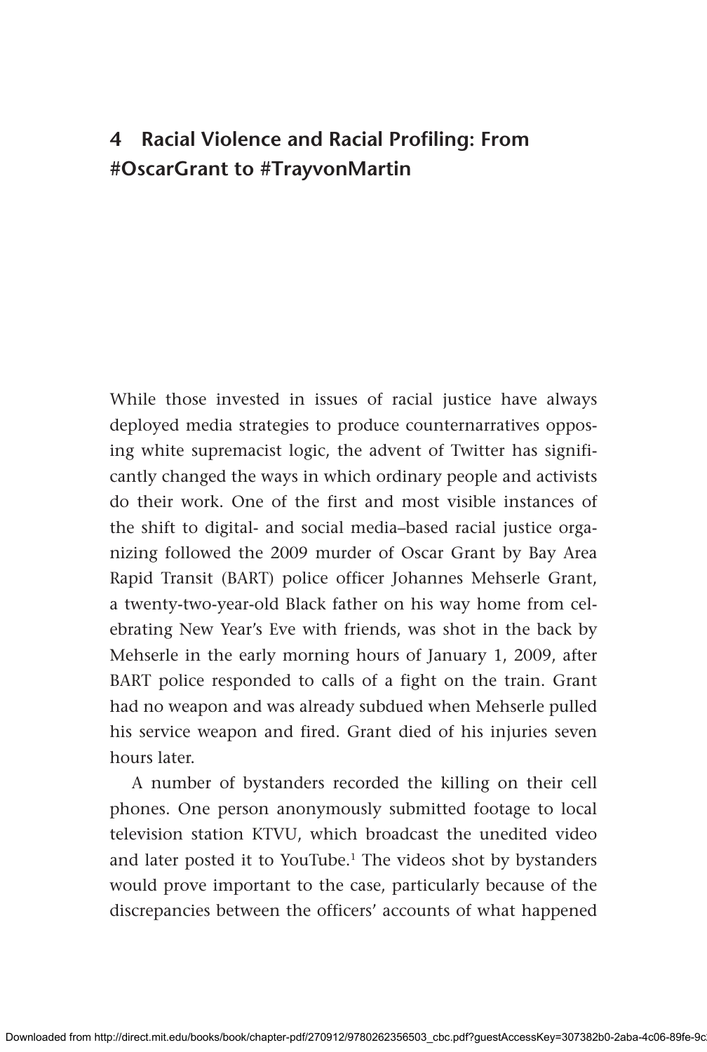# 4 Racial Violence and Racial Profiling: From #OscarGrant to #TrayvonMartin

While those invested in issues of racial justice have always deployed media strategies to produce counternarratives opposing white supremacist logic, the advent of Twitter has significantly changed the ways in which ordinary people and activists do their work. One of the first and most visible instances of the shift to digital- and social media–based racial justice organizing followed the 2009 murder of Oscar Grant by Bay Area Rapid Transit (BART) police officer Johannes Mehserle Grant, a twenty-two-year-old Black father on his way home from celebrating New Year's Eve with friends, was shot in the back by Mehserle in the early morning hours of January 1, 2009, after BART police responded to calls of a fight on the train. Grant had no weapon and was already subdued when Mehserle pulled his service weapon and fired. Grant died of his injuries seven hours later.

A number of bystanders recorded the killing on their cell phones. One person anonymously submitted footage to local television station KTVU, which broadcast the unedited video and later posted it to YouTube.[1] The videos shot by bystanders would prove important to the case, particularly because of the discrepancies between the officers' accounts of what happened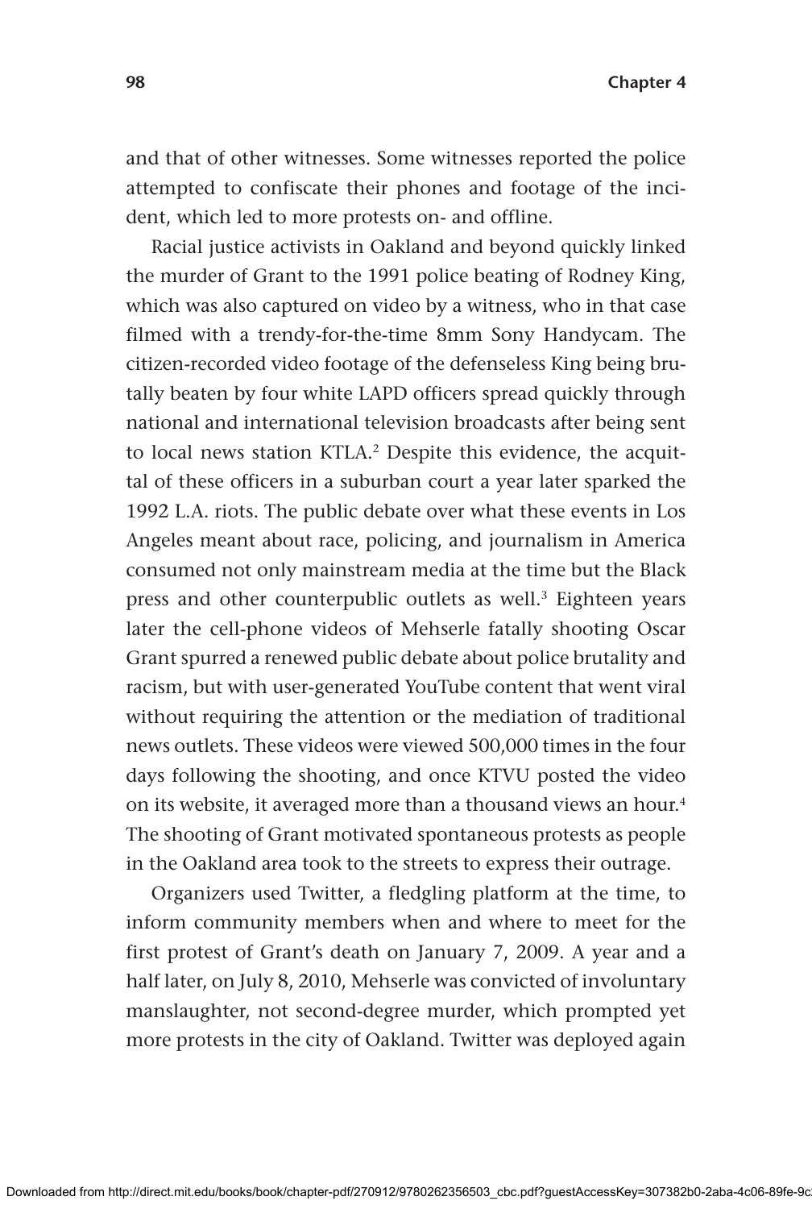and that of other witnesses. Some witnesses reported the police attempted to confiscate their phones and footage of the incident, which led to more protests on- and offline.

Racial justice activists in Oakland and beyond quickly linked the murder of Grant to the 1991 police beating of Rodney King, which was also captured on video by a witness, who in that case filmed with a trendy-for-the-time 8mm Sony Handycam. The citizen-recorded video footage of the defenseless King being brutally beaten by four white LAPD officers spread quickly through national and international television broadcasts after being sent to local news station KTLA.[2] Despite this evidence, the acquittal of these officers in a suburban court a year later sparked the 1992 L.A. riots. The public debate over what these events in Los Angeles meant about race, policing, and journalism in America consumed not only mainstream media at the time but the Black press and other counterpublic outlets as well.[3] Eighteen years later the cell-phone videos of Mehserle fatally shooting Oscar Grant spurred a renewed public debate about police brutality and racism, but with user-generated YouTube content that went viral without requiring the attention or the mediation of traditional news outlets. These videos were viewed 500,000 times in the four days following the shooting, and once KTVU posted the video on its website, it averaged more than a thousand views an hour.[4] The shooting of Grant motivated spontaneous protests as people in the Oakland area took to the streets to express their outrage.

Organizers used Twitter, a fledgling platform at the time, to inform community members when and where to meet for the first protest of Grant's death on January 7, 2009. A year and a half later, on July 8, 2010, Mehserle was convicted of involuntary manslaughter, not second-degree murder, which prompted yet more protests in the city of Oakland. Twitter was deployed again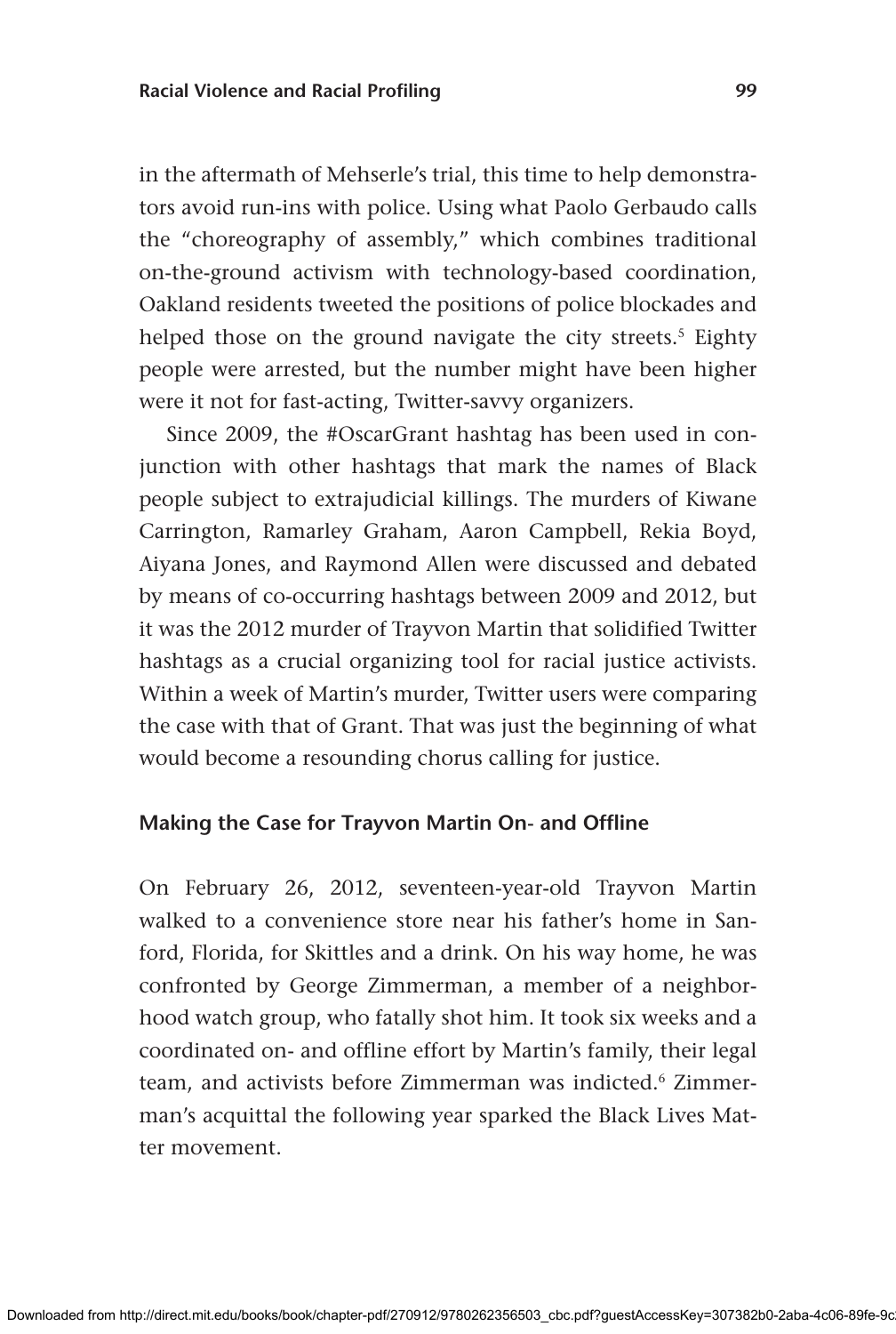in the aftermath of Mehserle's trial, this time to help demonstrators avoid run-ins with police. Using what Paolo Gerbaudo calls the "choreography of assembly," which combines traditional on-the-ground activism with technology-based coordination, Oakland residents tweeted the positions of police blockades and helped those on the ground navigate the city streets.[5] Eighty people were arrested, but the number might have been higher were it not for fast-acting, Twitter-savvy organizers.

Since 2009, the #OscarGrant hashtag has been used in conjunction with other hashtags that mark the names of Black people subject to extrajudicial killings. The murders of Kiwane Carrington, Ramarley Graham, Aaron Campbell, Rekia Boyd, Aiyana Jones, and Raymond Allen were discussed and debated by means of co-occurring hashtags between 2009 and 2012, but it was the 2012 murder of Trayvon Martin that solidified Twitter hashtags as a crucial organizing tool for racial justice activists. Within a week of Martin's murder, Twitter users were comparing the case with that of Grant. That was just the beginning of what would become a resounding chorus calling for justice.

### Making the Case for Trayvon Martin On- and Offline

On February 26, 2012, seventeen-year-old Trayvon Martin walked to a convenience store near his father's home in Sanford, Florida, for Skittles and a drink. On his way home, he was confronted by George Zimmerman, a member of a neighborhood watch group, who fatally shot him. It took six weeks and a coordinated on- and offline effort by Martin's family, their legal team, and activists before Zimmerman was indicted.[6] Zimmerman's acquittal the following year sparked the Black Lives Matter movement.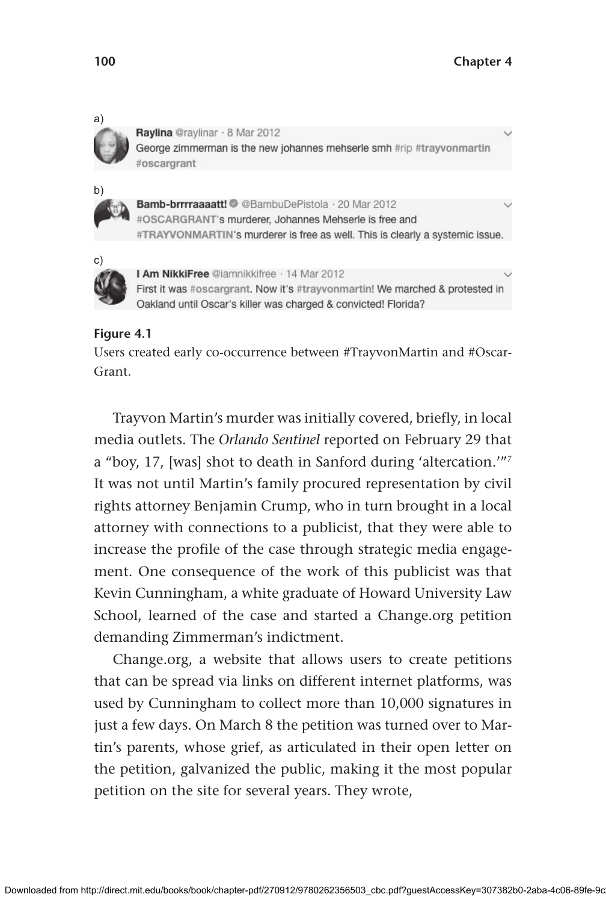a)

**Raylina** @raylinar · 8 Mar 2012
George zimmerman is the new johannes mehserle smh #rip **#trayvonmartin** **#oscargrant**

b)

**Bamb-brrrraaaatt!** @BambuDePistola · 20 Mar 2012
#OSCARGRANT's murderer, Johannes Mehserle is free and #TRAYVONMARTIN's murderer is free as well. This is clearly a systemic issue.

c)

**I Am NikkiFree** @iamnikkifree · 14 Mar 2012
First it was #oscargrant. Now it's #trayvonmartin! We marched & protested in Oakland until Oscar's killer was charged & convicted! Florida?

**Figure 4.1**
Users created early co-occurrence between #TrayvonMartin and #OscarGrant.

Trayvon Martin's murder was initially covered, briefly, in local media outlets. The *Orlando Sentinel* reported on February 29 that a "boy, 17, [was] shot to death in Sanford during 'altercation.'"[7] It was not until Martin's family procured representation by civil rights attorney Benjamin Crump, who in turn brought in a local attorney with connections to a publicist, that they were able to increase the profile of the case through strategic media engagement. One consequence of the work of this publicist was that Kevin Cunningham, a white graduate of Howard University Law School, learned of the case and started a Change.org petition demanding Zimmerman's indictment.

Change.org, a website that allows users to create petitions that can be spread via links on different internet platforms, was used by Cunningham to collect more than 10,000 signatures in just a few days. On March 8 the petition was turned over to Martin's parents, whose grief, as articulated in their open letter on the petition, galvanized the public, making it the most popular petition on the site for several years. They wrote,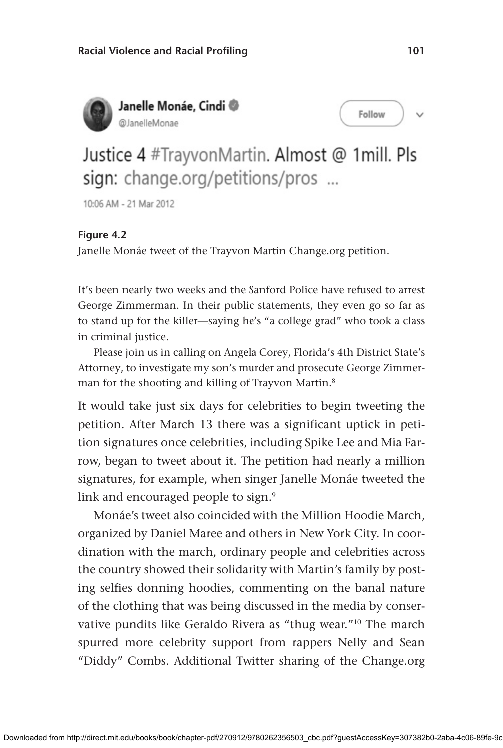Janelle Monáe, Cindi
@JanelleMonae

Justice 4 #TrayvonMartin. Almost @ 1mill. Pls sign: change.org/petitions/pros ...

10:06 AM - 21 Mar 2012

**Figure 4.2**
Janelle Monáe tweet of the Trayvon Martin Change.org petition.

> It's been nearly two weeks and the Sanford Police have refused to arrest George Zimmerman. In their public statements, they even go so far as to stand up for the killer—saying he's "a college grad" who took a class in criminal justice.
>
> Please join us in calling on Angela Corey, Florida's 4th District State's Attorney, to investigate my son's murder and prosecute George Zimmerman for the shooting and killing of Trayvon Martin.[8]

It would take just six days for celebrities to begin tweeting the petition. After March 13 there was a significant uptick in petition signatures once celebrities, including Spike Lee and Mia Farrow, began to tweet about it. The petition had nearly a million signatures, for example, when singer Janelle Monáe tweeted the link and encouraged people to sign.[9]

Monáe's tweet also coincided with the Million Hoodie March, organized by Daniel Maree and others in New York City. In coordination with the march, ordinary people and celebrities across the country showed their solidarity with Martin's family by posting selfies donning hoodies, commenting on the banal nature of the clothing that was being discussed in the media by conservative pundits like Geraldo Rivera as "thug wear."[10] The march spurred more celebrity support from rappers Nelly and Sean "Diddy" Combs. Additional Twitter sharing of the Change.org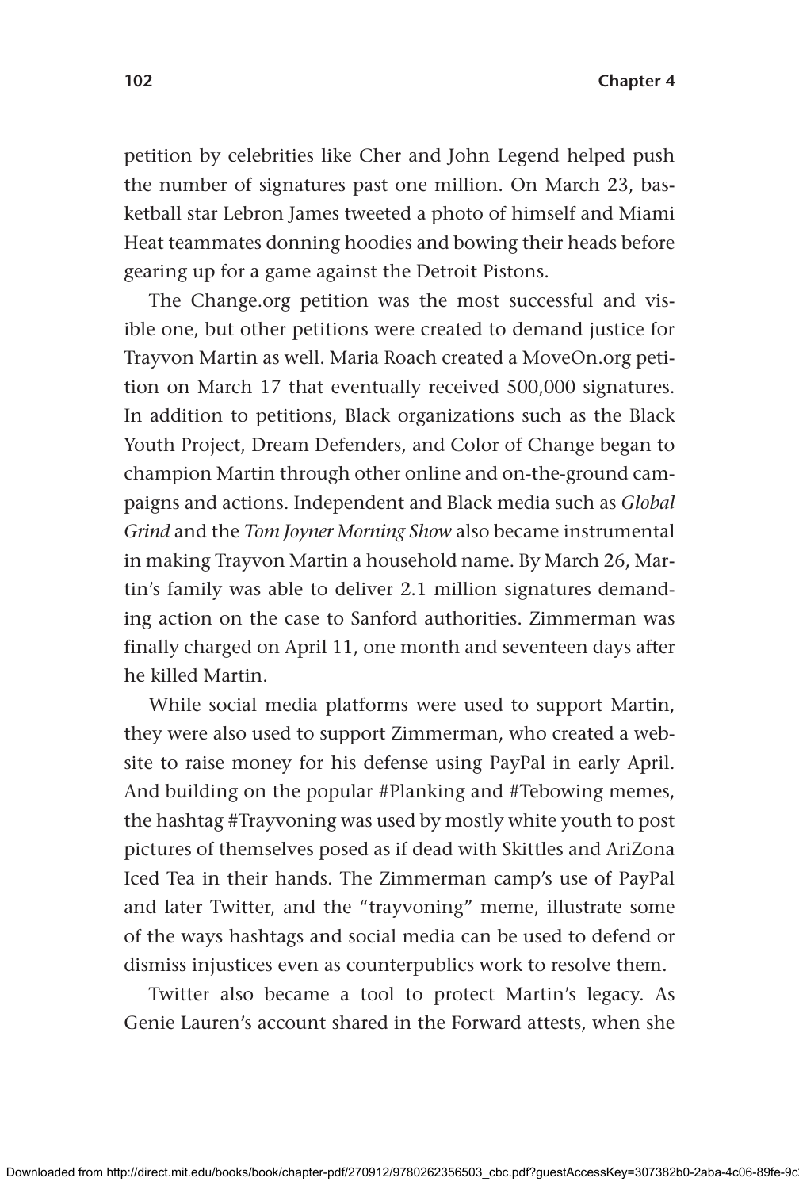petition by celebrities like Cher and John Legend helped push the number of signatures past one million. On March 23, basketball star Lebron James tweeted a photo of himself and Miami Heat teammates donning hoodies and bowing their heads before gearing up for a game against the Detroit Pistons.

The Change.org petition was the most successful and visible one, but other petitions were created to demand justice for Trayvon Martin as well. Maria Roach created a MoveOn.org petition on March 17 that eventually received 500,000 signatures. In addition to petitions, Black organizations such as the Black Youth Project, Dream Defenders, and Color of Change began to champion Martin through other online and on-the-ground campaigns and actions. Independent and Black media such as *Global Grind* and the *Tom Joyner Morning Show* also became instrumental in making Trayvon Martin a household name. By March 26, Martin's family was able to deliver 2.1 million signatures demanding action on the case to Sanford authorities. Zimmerman was finally charged on April 11, one month and seventeen days after he killed Martin.

While social media platforms were used to support Martin, they were also used to support Zimmerman, who created a website to raise money for his defense using PayPal in early April. And building on the popular #Planking and #Tebowing memes, the hashtag #Trayvoning was used by mostly white youth to post pictures of themselves posed as if dead with Skittles and AriZona Iced Tea in their hands. The Zimmerman camp's use of PayPal and later Twitter, and the "trayvoning" meme, illustrate some of the ways hashtags and social media can be used to defend or dismiss injustices even as counterpublics work to resolve them.

Twitter also became a tool to protect Martin's legacy. As Genie Lauren's account shared in the Forward attests, when she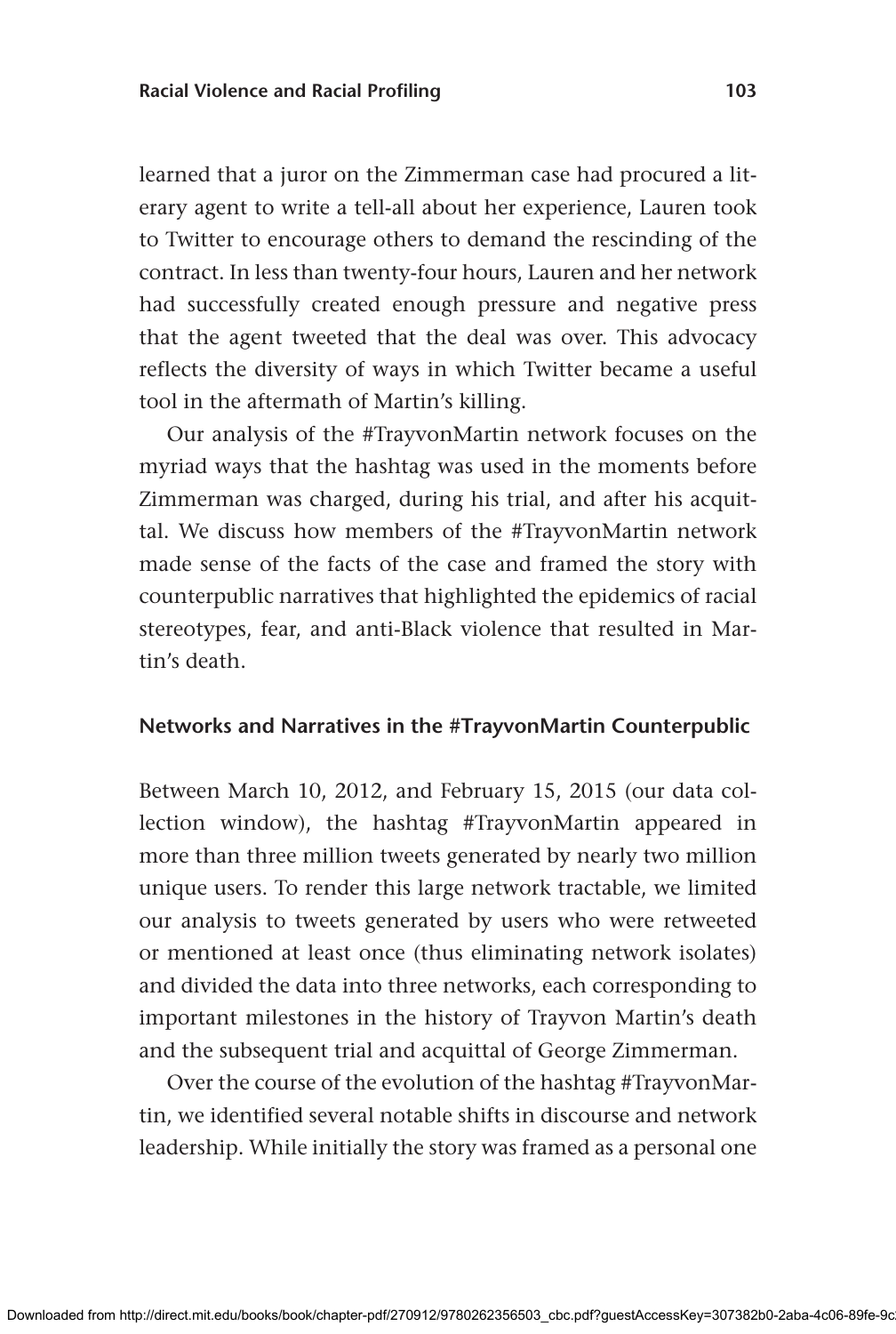learned that a juror on the Zimmerman case had procured a literary agent to write a tell-all about her experience, Lauren took to Twitter to encourage others to demand the rescinding of the contract. In less than twenty-four hours, Lauren and her network had successfully created enough pressure and negative press that the agent tweeted that the deal was over. This advocacy reflects the diversity of ways in which Twitter became a useful tool in the aftermath of Martin's killing.

Our analysis of the #TrayvonMartin network focuses on the myriad ways that the hashtag was used in the moments before Zimmerman was charged, during his trial, and after his acquittal. We discuss how members of the #TrayvonMartin network made sense of the facts of the case and framed the story with counterpublic narratives that highlighted the epidemics of racial stereotypes, fear, and anti-Black violence that resulted in Martin's death.

### Networks and Narratives in the #TrayvonMartin Counterpublic

Between March 10, 2012, and February 15, 2015 (our data collection window), the hashtag #TrayvonMartin appeared in more than three million tweets generated by nearly two million unique users. To render this large network tractable, we limited our analysis to tweets generated by users who were retweeted or mentioned at least once (thus eliminating network isolates) and divided the data into three networks, each corresponding to important milestones in the history of Trayvon Martin's death and the subsequent trial and acquittal of George Zimmerman.

Over the course of the evolution of the hashtag #TrayvonMartin, we identified several notable shifts in discourse and network leadership. While initially the story was framed as a personal one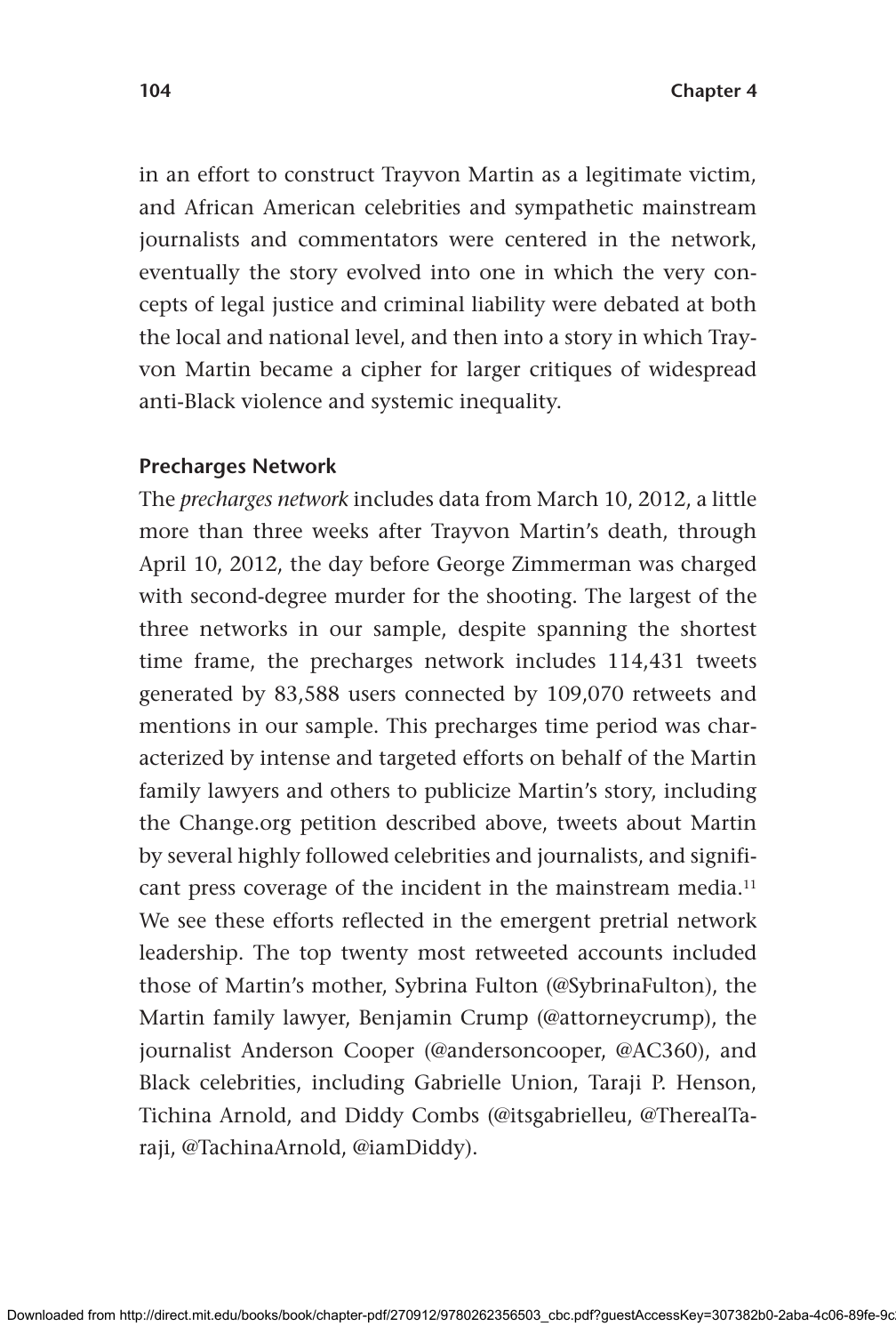in an effort to construct Trayvon Martin as a legitimate victim, and African American celebrities and sympathetic mainstream journalists and commentators were centered in the network, eventually the story evolved into one in which the very concepts of legal justice and criminal liability were debated at both the local and national level, and then into a story in which Trayvon Martin became a cipher for larger critiques of widespread anti-Black violence and systemic inequality.

### Precharges Network

The *precharges network* includes data from March 10, 2012, a little more than three weeks after Trayvon Martin's death, through April 10, 2012, the day before George Zimmerman was charged with second-degree murder for the shooting. The largest of the three networks in our sample, despite spanning the shortest time frame, the precharges network includes 114,431 tweets generated by 83,588 users connected by 109,070 retweets and mentions in our sample. This precharges time period was characterized by intense and targeted efforts on behalf of the Martin family lawyers and others to publicize Martin's story, including the Change.org petition described above, tweets about Martin by several highly followed celebrities and journalists, and significant press coverage of the incident in the mainstream media.[11] We see these efforts reflected in the emergent pretrial network leadership. The top twenty most retweeted accounts included those of Martin's mother, Sybrina Fulton (@SybrinaFulton), the Martin family lawyer, Benjamin Crump (@attorneycrump), the journalist Anderson Cooper (@andersoncooper, @AC360), and Black celebrities, including Gabrielle Union, Taraji P. Henson, Tichina Arnold, and Diddy Combs (@itsgabrielleu, @TherealTaraji, @TachinaArnold, @iamDiddy).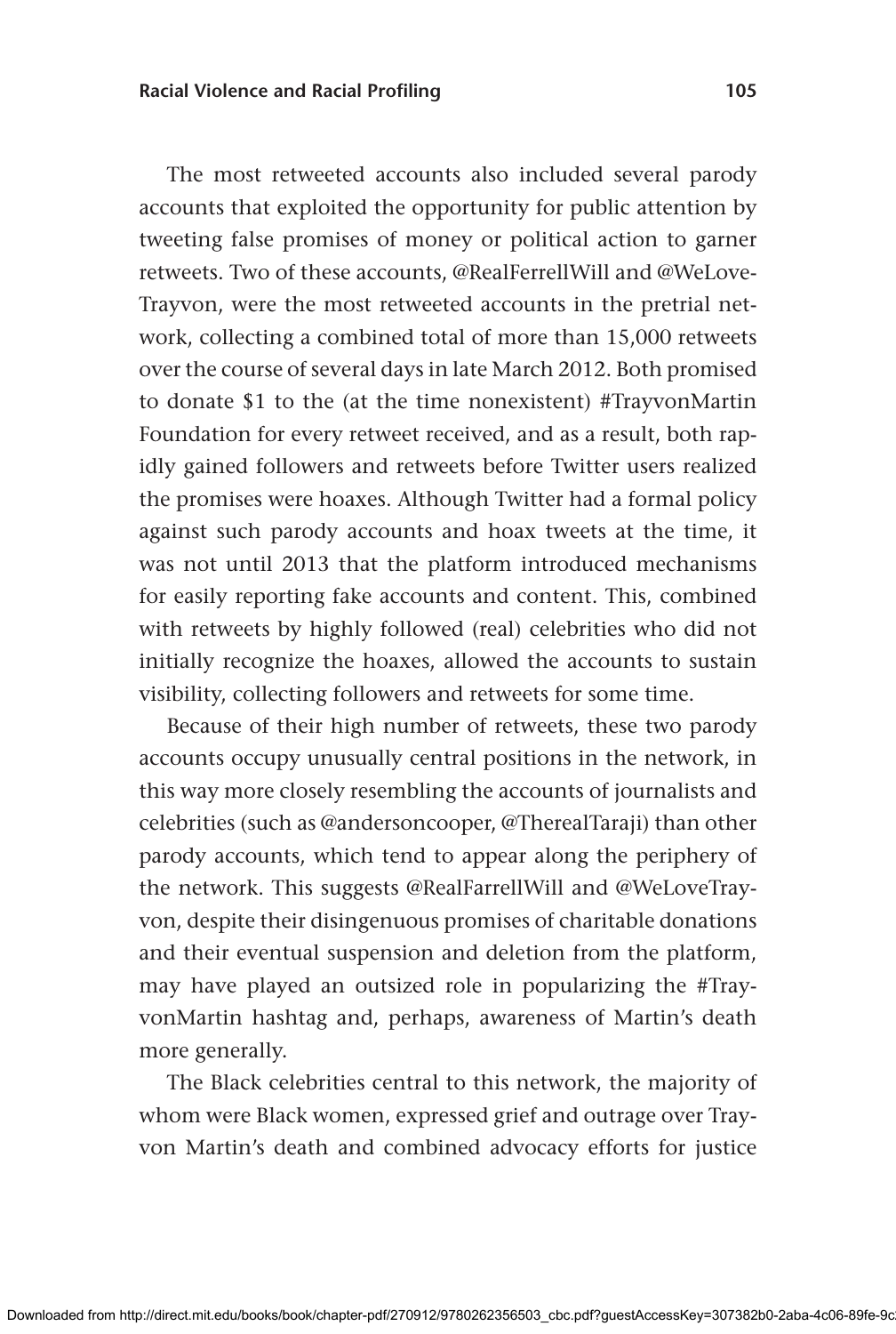The most retweeted accounts also included several parody accounts that exploited the opportunity for public attention by tweeting false promises of money or political action to garner retweets. Two of these accounts, @RealFerrellWill and @WeLoveTrayvon, were the most retweeted accounts in the pretrial network, collecting a combined total of more than 15,000 retweets over the course of several days in late March 2012. Both promised to donate $1 to the (at the time nonexistent) #TrayvonMartin Foundation for every retweet received, and as a result, both rapidly gained followers and retweets before Twitter users realized the promises were hoaxes. Although Twitter had a formal policy against such parody accounts and hoax tweets at the time, it was not until 2013 that the platform introduced mechanisms for easily reporting fake accounts and content. This, combined with retweets by highly followed (real) celebrities who did not initially recognize the hoaxes, allowed the accounts to sustain visibility, collecting followers and retweets for some time.

Because of their high number of retweets, these two parody accounts occupy unusually central positions in the network, in this way more closely resembling the accounts of journalists and celebrities (such as @andersoncooper, @TherealTaraji) than other parody accounts, which tend to appear along the periphery of the network. This suggests @RealFarrellWill and @WeLoveTrayvon, despite their disingenuous promises of charitable donations and their eventual suspension and deletion from the platform, may have played an outsized role in popularizing the #TrayvonMartin hashtag and, perhaps, awareness of Martin's death more generally.

The Black celebrities central to this network, the majority of whom were Black women, expressed grief and outrage over Trayvon Martin's death and combined advocacy efforts for justice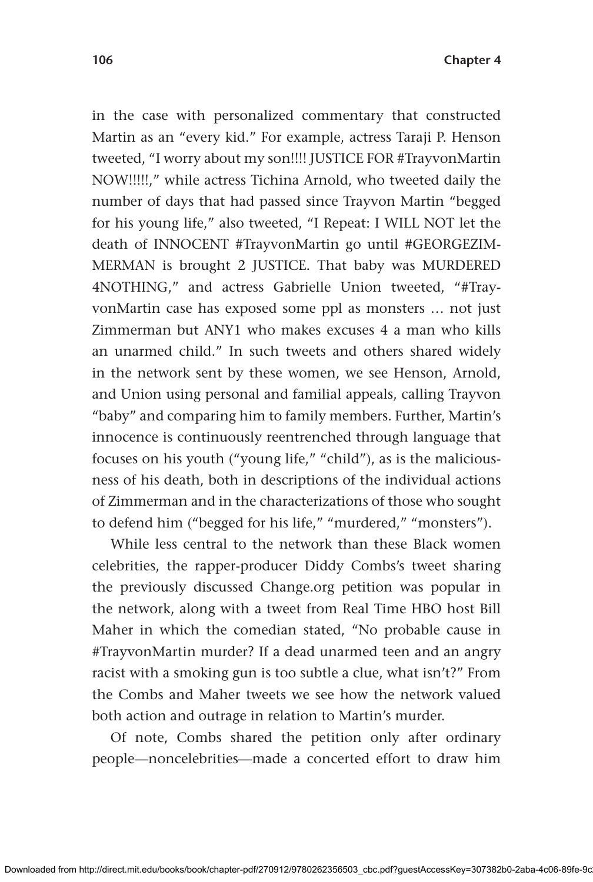in the case with personalized commentary that constructed Martin as an "every kid." For example, actress Taraji P. Henson tweeted, "I worry about my son!!!! JUSTICE FOR #TrayvonMartin NOW!!!!!," while actress Tichina Arnold, who tweeted daily the number of days that had passed since Trayvon Martin "begged for his young life," also tweeted, "I Repeat: I WILL NOT let the death of INNOCENT #TrayvonMartin go until #GEORGEZIMMERMAN is brought 2 JUSTICE. That baby was MURDERED 4NOTHING," and actress Gabrielle Union tweeted, "#TrayvonMartin case has exposed some ppl as monsters … not just Zimmerman but ANY1 who makes excuses 4 a man who kills an unarmed child." In such tweets and others shared widely in the network sent by these women, we see Henson, Arnold, and Union using personal and familial appeals, calling Trayvon "baby" and comparing him to family members. Further, Martin's innocence is continuously reentrenched through language that focuses on his youth ("young life," "child"), as is the maliciousness of his death, both in descriptions of the individual actions of Zimmerman and in the characterizations of those who sought to defend him ("begged for his life," "murdered," "monsters").

While less central to the network than these Black women celebrities, the rapper-producer Diddy Combs's tweet sharing the previously discussed Change.org petition was popular in the network, along with a tweet from Real Time HBO host Bill Maher in which the comedian stated, "No probable cause in #TrayvonMartin murder? If a dead unarmed teen and an angry racist with a smoking gun is too subtle a clue, what isn't?" From the Combs and Maher tweets we see how the network valued both action and outrage in relation to Martin's murder.

Of note, Combs shared the petition only after ordinary people—noncelebrities—made a concerted effort to draw him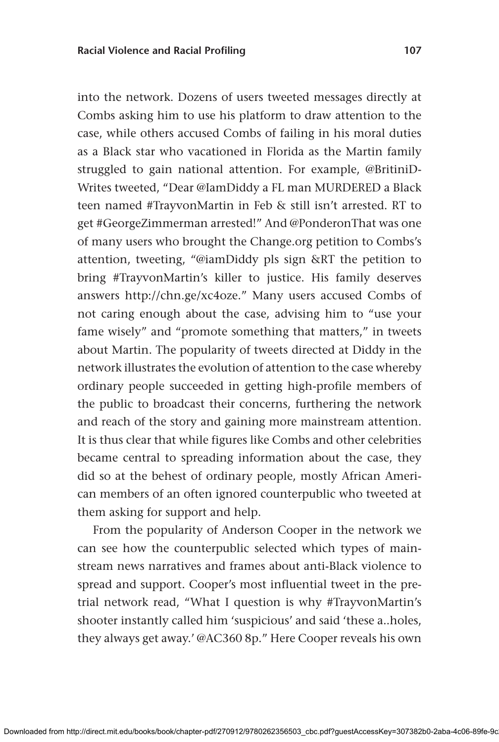into the network. Dozens of users tweeted messages directly at Combs asking him to use his platform to draw attention to the case, while others accused Combs of failing in his moral duties as a Black star who vacationed in Florida as the Martin family struggled to gain national attention. For example, @BritiniD-Writes tweeted, "Dear @IamDiddy a FL man MURDERED a Black teen named #TrayvonMartin in Feb & still isn't arrested. RT to get #GeorgeZimmerman arrested!" And @PonderonThat was one of many users who brought the Change.org petition to Combs's attention, tweeting, "@iamDiddy pls sign &RT the petition to bring #TrayvonMartin's killer to justice. His family deserves answers http://chn.ge/xc4oze." Many users accused Combs of not caring enough about the case, advising him to "use your fame wisely" and "promote something that matters," in tweets about Martin. The popularity of tweets directed at Diddy in the network illustrates the evolution of attention to the case whereby ordinary people succeeded in getting high-profile members of the public to broadcast their concerns, furthering the network and reach of the story and gaining more mainstream attention. It is thus clear that while figures like Combs and other celebrities became central to spreading information about the case, they did so at the behest of ordinary people, mostly African American members of an often ignored counterpublic who tweeted at them asking for support and help.

From the popularity of Anderson Cooper in the network we can see how the counterpublic selected which types of mainstream news narratives and frames about anti-Black violence to spread and support. Cooper's most influential tweet in the pretrial network read, "What I question is why #TrayvonMartin's shooter instantly called him 'suspicious' and said 'these a..holes, they always get away.' @AC360 8p." Here Cooper reveals his own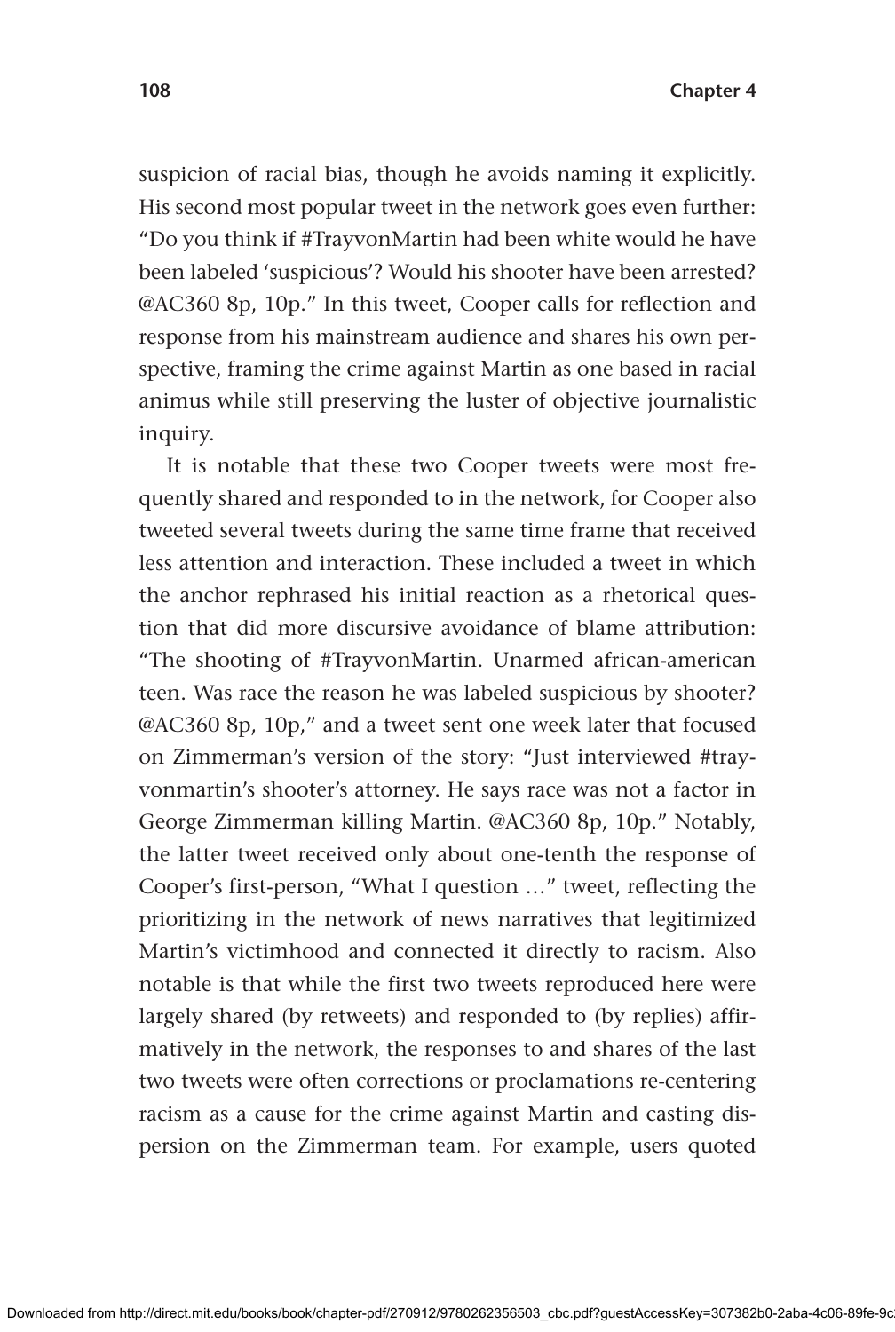suspicion of racial bias, though he avoids naming it explicitly. His second most popular tweet in the network goes even further: "Do you think if #TrayvonMartin had been white would he have been labeled 'suspicious'? Would his shooter have been arrested? @AC360 8p, 10p." In this tweet, Cooper calls for reflection and response from his mainstream audience and shares his own perspective, framing the crime against Martin as one based in racial animus while still preserving the luster of objective journalistic inquiry.

It is notable that these two Cooper tweets were most frequently shared and responded to in the network, for Cooper also tweeted several tweets during the same time frame that received less attention and interaction. These included a tweet in which the anchor rephrased his initial reaction as a rhetorical question that did more discursive avoidance of blame attribution: "The shooting of #TrayvonMartin. Unarmed african-american teen. Was race the reason he was labeled suspicious by shooter? @AC360 8p, 10p," and a tweet sent one week later that focused on Zimmerman's version of the story: "Just interviewed #trayvonmartin's shooter's attorney. He says race was not a factor in George Zimmerman killing Martin. @AC360 8p, 10p." Notably, the latter tweet received only about one-tenth the response of Cooper's first-person, "What I question …" tweet, reflecting the prioritizing in the network of news narratives that legitimized Martin's victimhood and connected it directly to racism. Also notable is that while the first two tweets reproduced here were largely shared (by retweets) and responded to (by replies) affirmatively in the network, the responses to and shares of the last two tweets were often corrections or proclamations re-centering racism as a cause for the crime against Martin and casting dispersion on the Zimmerman team. For example, users quoted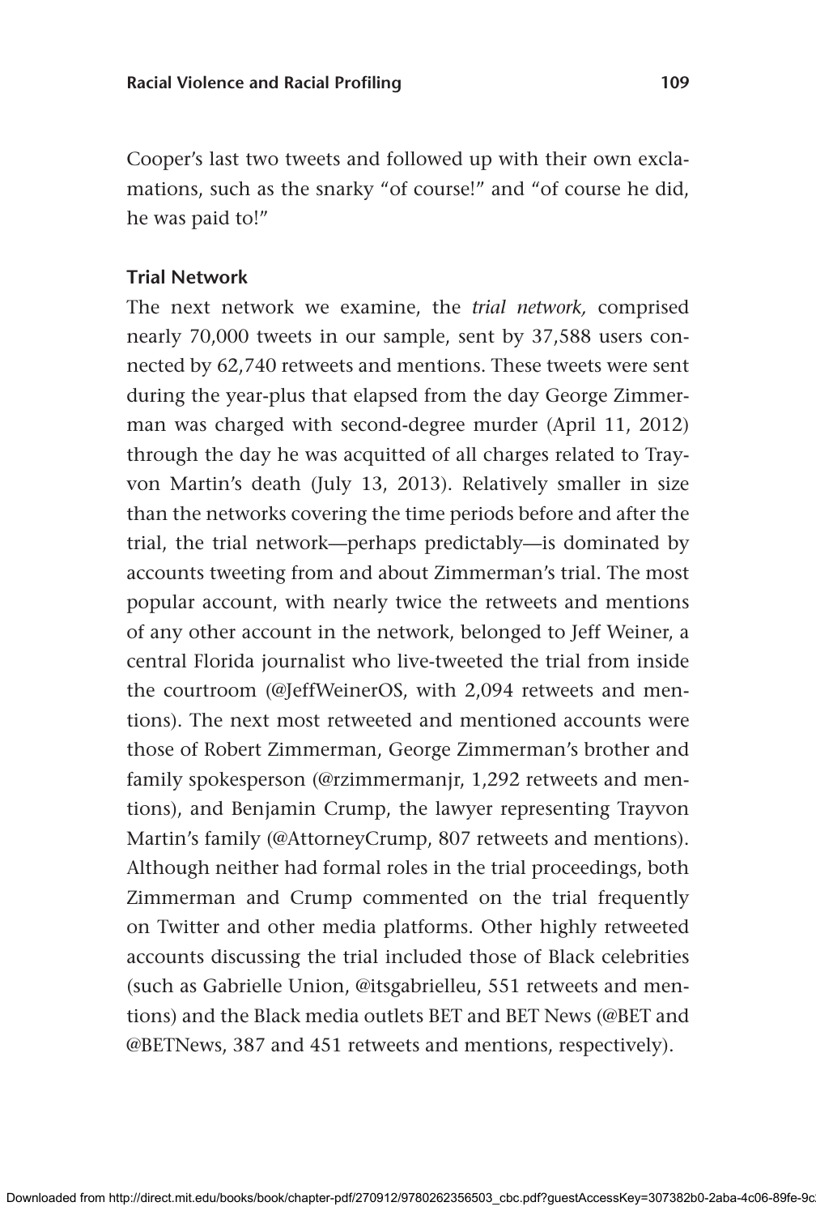Cooper's last two tweets and followed up with their own exclamations, such as the snarky "of course!" and "of course he did, he was paid to!"

### Trial Network

The next network we examine, the *trial network,* comprised nearly 70,000 tweets in our sample, sent by 37,588 users connected by 62,740 retweets and mentions. These tweets were sent during the year-plus that elapsed from the day George Zimmerman was charged with second-degree murder (April 11, 2012) through the day he was acquitted of all charges related to Trayvon Martin's death (July 13, 2013). Relatively smaller in size than the networks covering the time periods before and after the trial, the trial network—perhaps predictably—is dominated by accounts tweeting from and about Zimmerman's trial. The most popular account, with nearly twice the retweets and mentions of any other account in the network, belonged to Jeff Weiner, a central Florida journalist who live-tweeted the trial from inside the courtroom (@JeffWeinerOS, with 2,094 retweets and mentions). The next most retweeted and mentioned accounts were those of Robert Zimmerman, George Zimmerman's brother and family spokesperson (@rzimmermanjr, 1,292 retweets and mentions), and Benjamin Crump, the lawyer representing Trayvon Martin's family (@AttorneyCrump, 807 retweets and mentions). Although neither had formal roles in the trial proceedings, both Zimmerman and Crump commented on the trial frequently on Twitter and other media platforms. Other highly retweeted accounts discussing the trial included those of Black celebrities (such as Gabrielle Union, @itsgabrielleu, 551 retweets and mentions) and the Black media outlets BET and BET News (@BET and @BETNews, 387 and 451 retweets and mentions, respectively).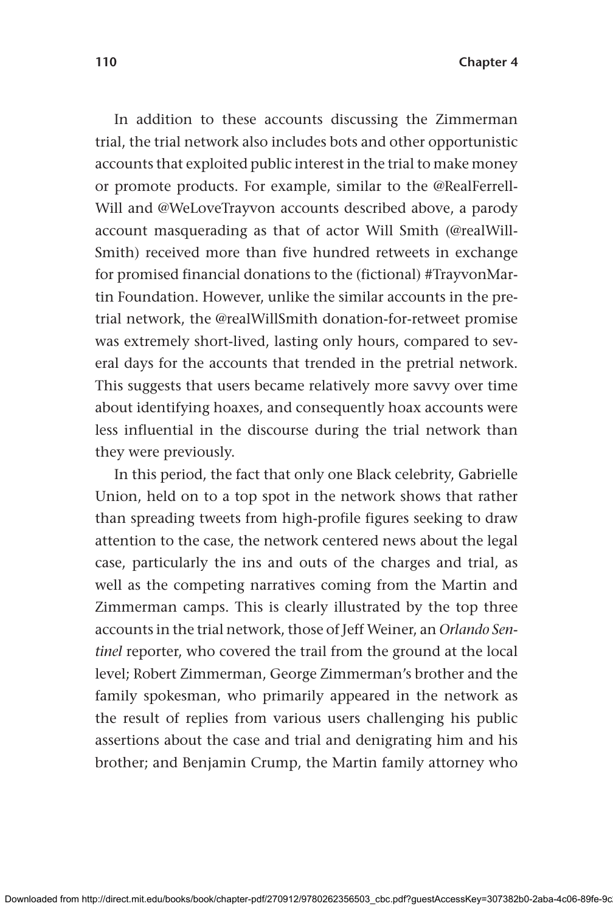In addition to these accounts discussing the Zimmerman trial, the trial network also includes bots and other opportunistic accounts that exploited public interest in the trial to make money or promote products. For example, similar to the @RealFerrellWill and @WeLoveTrayvon accounts described above, a parody account masquerading as that of actor Will Smith (@realWillSmith) received more than five hundred retweets in exchange for promised financial donations to the (fictional) #TrayvonMartin Foundation. However, unlike the similar accounts in the pretrial network, the @realWillSmith donation-for-retweet promise was extremely short-lived, lasting only hours, compared to several days for the accounts that trended in the pretrial network. This suggests that users became relatively more savvy over time about identifying hoaxes, and consequently hoax accounts were less influential in the discourse during the trial network than they were previously.

In this period, the fact that only one Black celebrity, Gabrielle Union, held on to a top spot in the network shows that rather than spreading tweets from high-profile figures seeking to draw attention to the case, the network centered news about the legal case, particularly the ins and outs of the charges and trial, as well as the competing narratives coming from the Martin and Zimmerman camps. This is clearly illustrated by the top three accounts in the trial network, those of Jeff Weiner, an *Orlando Sentinel* reporter, who covered the trail from the ground at the local level; Robert Zimmerman, George Zimmerman's brother and the family spokesman, who primarily appeared in the network as the result of replies from various users challenging his public assertions about the case and trial and denigrating him and his brother; and Benjamin Crump, the Martin family attorney who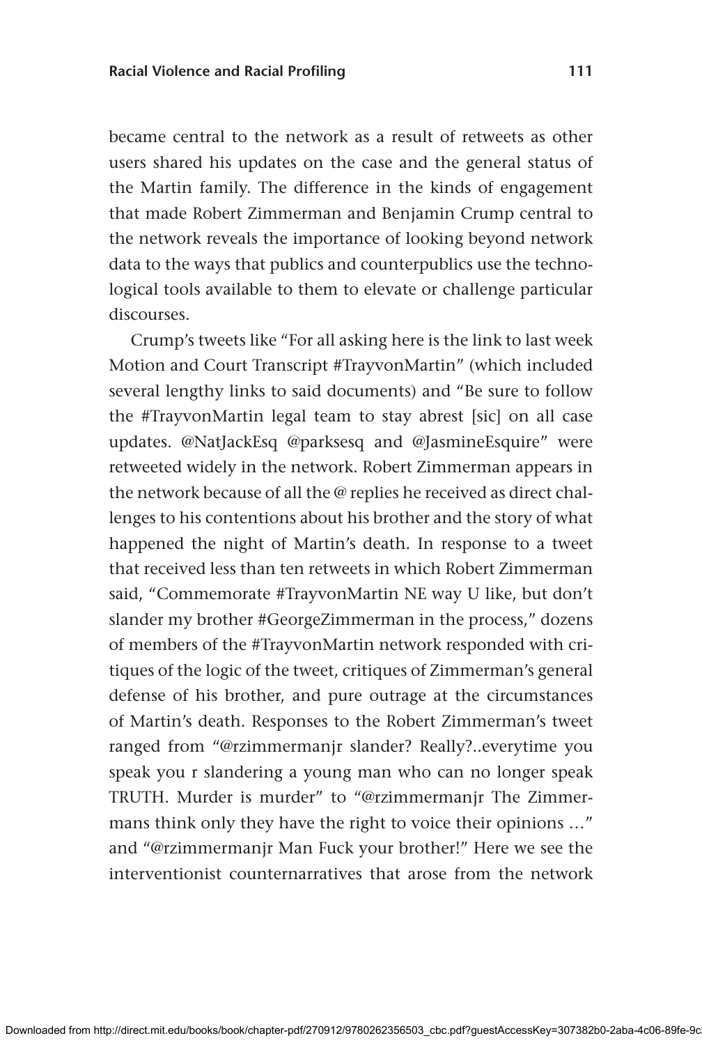became central to the network as a result of retweets as other users shared his updates on the case and the general status of the Martin family. The difference in the kinds of engagement that made Robert Zimmerman and Benjamin Crump central to the network reveals the importance of looking beyond network data to the ways that publics and counterpublics use the technological tools available to them to elevate or challenge particular discourses.

Crump's tweets like "For all asking here is the link to last week Motion and Court Transcript #TrayvonMartin" (which included several lengthy links to said documents) and "Be sure to follow the #TrayvonMartin legal team to stay abrest [sic] on all case updates. @NatJackEsq @parksesq and @JasmineEsquire" were retweeted widely in the network. Robert Zimmerman appears in the network because of all the @ replies he received as direct challenges to his contentions about his brother and the story of what happened the night of Martin's death. In response to a tweet that received less than ten retweets in which Robert Zimmerman said, "Commemorate #TrayvonMartin NE way U like, but don't slander my brother #GeorgeZimmerman in the process," dozens of members of the #TrayvonMartin network responded with critiques of the logic of the tweet, critiques of Zimmerman's general defense of his brother, and pure outrage at the circumstances of Martin's death. Responses to the Robert Zimmerman's tweet ranged from "@rzimmermanjr slander? Really?..everytime you speak you r slandering a young man who can no longer speak TRUTH. Murder is murder" to "@rzimmermanjr The Zimmermans think only they have the right to voice their opinions …" and "@rzimmermanjr Man Fuck your brother!" Here we see the interventionist counternarratives that arose from the network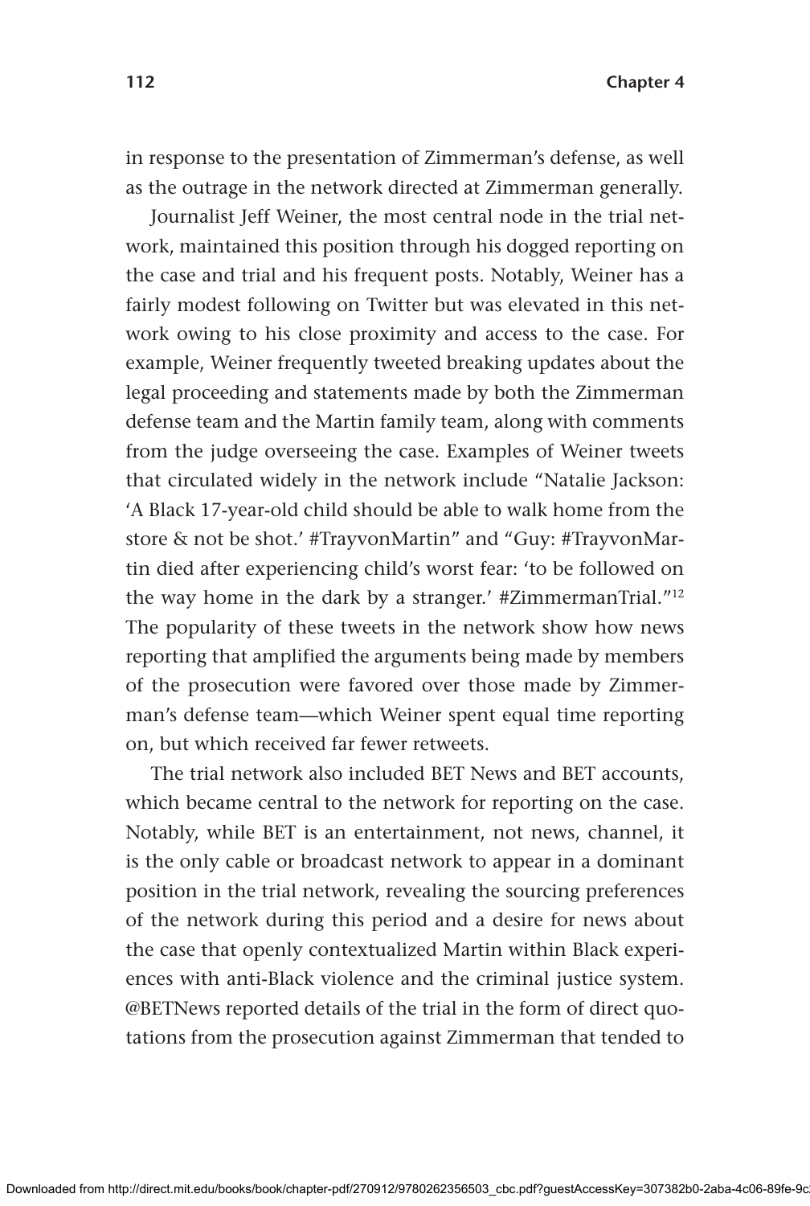in response to the presentation of Zimmerman's defense, as well as the outrage in the network directed at Zimmerman generally.

Journalist Jeff Weiner, the most central node in the trial network, maintained this position through his dogged reporting on the case and trial and his frequent posts. Notably, Weiner has a fairly modest following on Twitter but was elevated in this network owing to his close proximity and access to the case. For example, Weiner frequently tweeted breaking updates about the legal proceeding and statements made by both the Zimmerman defense team and the Martin family team, along with comments from the judge overseeing the case. Examples of Weiner tweets that circulated widely in the network include "Natalie Jackson: 'A Black 17-year-old child should be able to walk home from the store & not be shot.' #TrayvonMartin" and "Guy: #TrayvonMartin died after experiencing child's worst fear: 'to be followed on the way home in the dark by a stranger.' #ZimmermanTrial."[12] The popularity of these tweets in the network show how news reporting that amplified the arguments being made by members of the prosecution were favored over those made by Zimmerman's defense team—which Weiner spent equal time reporting on, but which received far fewer retweets.

The trial network also included BET News and BET accounts, which became central to the network for reporting on the case. Notably, while BET is an entertainment, not news, channel, it is the only cable or broadcast network to appear in a dominant position in the trial network, revealing the sourcing preferences of the network during this period and a desire for news about the case that openly contextualized Martin within Black experiences with anti-Black violence and the criminal justice system. @BETNews reported details of the trial in the form of direct quotations from the prosecution against Zimmerman that tended to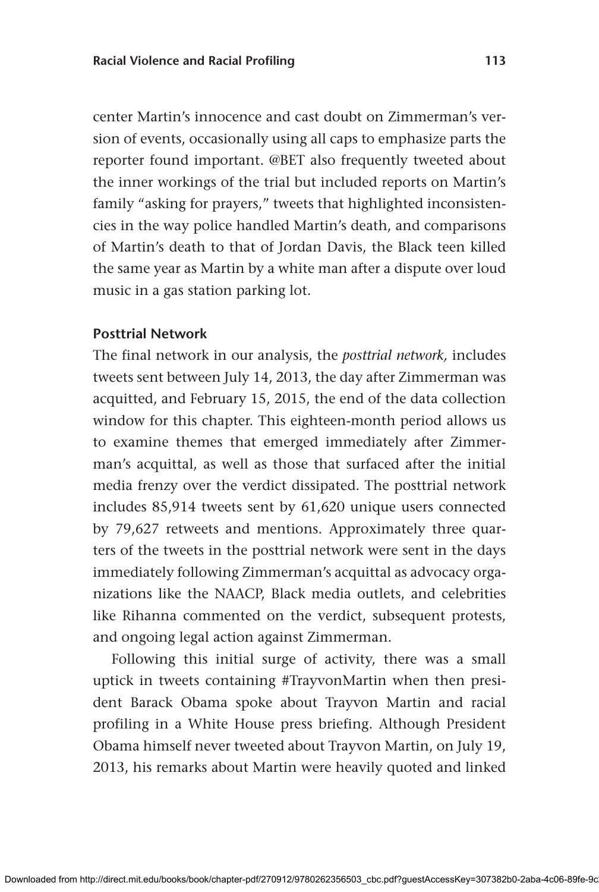center Martin's innocence and cast doubt on Zimmerman's version of events, occasionally using all caps to emphasize parts the reporter found important. @BET also frequently tweeted about the inner workings of the trial but included reports on Martin's family "asking for prayers," tweets that highlighted inconsistencies in the way police handled Martin's death, and comparisons of Martin's death to that of Jordan Davis, the Black teen killed the same year as Martin by a white man after a dispute over loud music in a gas station parking lot.

### Posttrial Network

The final network in our analysis, the *posttrial network,* includes tweets sent between July 14, 2013, the day after Zimmerman was acquitted, and February 15, 2015, the end of the data collection window for this chapter. This eighteen-month period allows us to examine themes that emerged immediately after Zimmerman's acquittal, as well as those that surfaced after the initial media frenzy over the verdict dissipated. The posttrial network includes 85,914 tweets sent by 61,620 unique users connected by 79,627 retweets and mentions. Approximately three quarters of the tweets in the posttrial network were sent in the days immediately following Zimmerman's acquittal as advocacy organizations like the NAACP, Black media outlets, and celebrities like Rihanna commented on the verdict, subsequent protests, and ongoing legal action against Zimmerman.

Following this initial surge of activity, there was a small uptick in tweets containing #TrayvonMartin when then president Barack Obama spoke about Trayvon Martin and racial profiling in a White House press briefing. Although President Obama himself never tweeted about Trayvon Martin, on July 19, 2013, his remarks about Martin were heavily quoted and linked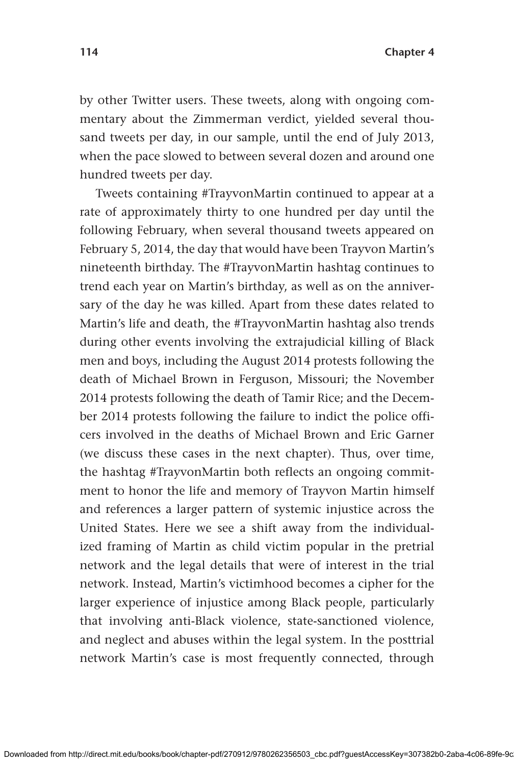by other Twitter users. These tweets, along with ongoing commentary about the Zimmerman verdict, yielded several thousand tweets per day, in our sample, until the end of July 2013, when the pace slowed to between several dozen and around one hundred tweets per day.

Tweets containing #TrayvonMartin continued to appear at a rate of approximately thirty to one hundred per day until the following February, when several thousand tweets appeared on February 5, 2014, the day that would have been Trayvon Martin's nineteenth birthday. The #TrayvonMartin hashtag continues to trend each year on Martin's birthday, as well as on the anniversary of the day he was killed. Apart from these dates related to Martin's life and death, the #TrayvonMartin hashtag also trends during other events involving the extrajudicial killing of Black men and boys, including the August 2014 protests following the death of Michael Brown in Ferguson, Missouri; the November 2014 protests following the death of Tamir Rice; and the December 2014 protests following the failure to indict the police officers involved in the deaths of Michael Brown and Eric Garner (we discuss these cases in the next chapter). Thus, over time, the hashtag #TrayvonMartin both reflects an ongoing commitment to honor the life and memory of Trayvon Martin himself and references a larger pattern of systemic injustice across the United States. Here we see a shift away from the individualized framing of Martin as child victim popular in the pretrial network and the legal details that were of interest in the trial network. Instead, Martin's victimhood becomes a cipher for the larger experience of injustice among Black people, particularly that involving anti-Black violence, state-sanctioned violence, and neglect and abuses within the legal system. In the posttrial network Martin's case is most frequently connected, through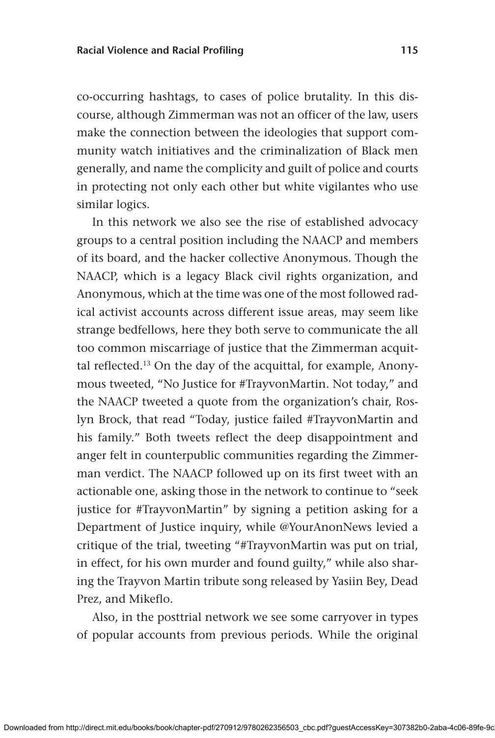co-occurring hashtags, to cases of police brutality. In this discourse, although Zimmerman was not an officer of the law, users make the connection between the ideologies that support community watch initiatives and the criminalization of Black men generally, and name the complicity and guilt of police and courts in protecting not only each other but white vigilantes who use similar logics.

In this network we also see the rise of established advocacy groups to a central position including the NAACP and members of its board, and the hacker collective Anonymous. Though the NAACP, which is a legacy Black civil rights organization, and Anonymous, which at the time was one of the most followed radical activist accounts across different issue areas, may seem like strange bedfellows, here they both serve to communicate the all too common miscarriage of justice that the Zimmerman acquittal reflected.[13] On the day of the acquittal, for example, Anonymous tweeted, "No Justice for #TrayvonMartin. Not today," and the NAACP tweeted a quote from the organization's chair, Roslyn Brock, that read "Today, justice failed #TrayvonMartin and his family." Both tweets reflect the deep disappointment and anger felt in counterpublic communities regarding the Zimmerman verdict. The NAACP followed up on its first tweet with an actionable one, asking those in the network to continue to "seek justice for #TrayvonMartin" by signing a petition asking for a Department of Justice inquiry, while @YourAnonNews levied a critique of the trial, tweeting "#TrayvonMartin was put on trial, in effect, for his own murder and found guilty," while also sharing the Trayvon Martin tribute song released by Yasiin Bey, Dead Prez, and Mikeflo.

Also, in the posttrial network we see some carryover in types of popular accounts from previous periods. While the original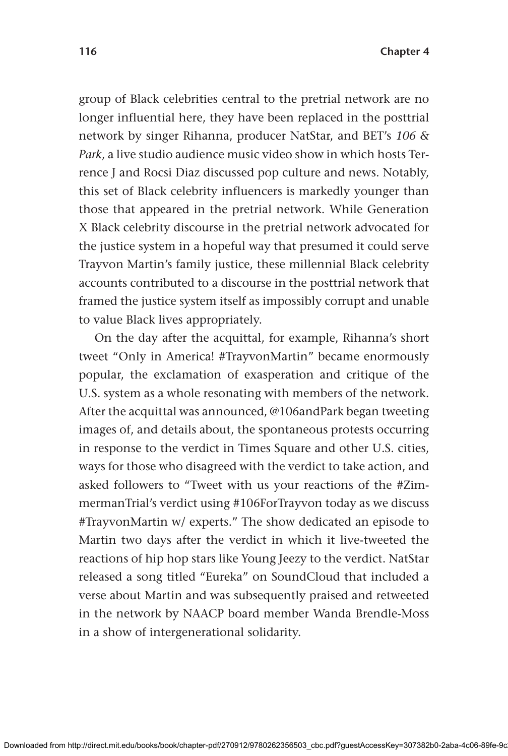group of Black celebrities central to the pretrial network are no longer influential here, they have been replaced in the posttrial network by singer Rihanna, producer NatStar, and BET's *106 & Park*, a live studio audience music video show in which hosts Terrence J and Rocsi Diaz discussed pop culture and news. Notably, this set of Black celebrity influencers is markedly younger than those that appeared in the pretrial network. While Generation X Black celebrity discourse in the pretrial network advocated for the justice system in a hopeful way that presumed it could serve Trayvon Martin's family justice, these millennial Black celebrity accounts contributed to a discourse in the posttrial network that framed the justice system itself as impossibly corrupt and unable to value Black lives appropriately.

On the day after the acquittal, for example, Rihanna's short tweet "Only in America! #TrayvonMartin" became enormously popular, the exclamation of exasperation and critique of the U.S. system as a whole resonating with members of the network. After the acquittal was announced, @106andPark began tweeting images of, and details about, the spontaneous protests occurring in response to the verdict in Times Square and other U.S. cities, ways for those who disagreed with the verdict to take action, and asked followers to "Tweet with us your reactions of the #ZimmermanTrial's verdict using #106ForTrayvon today as we discuss #TrayvonMartin w/ experts." The show dedicated an episode to Martin two days after the verdict in which it live-tweeted the reactions of hip hop stars like Young Jeezy to the verdict. NatStar released a song titled "Eureka" on SoundCloud that included a verse about Martin and was subsequently praised and retweeted in the network by NAACP board member Wanda Brendle-Moss in a show of intergenerational solidarity.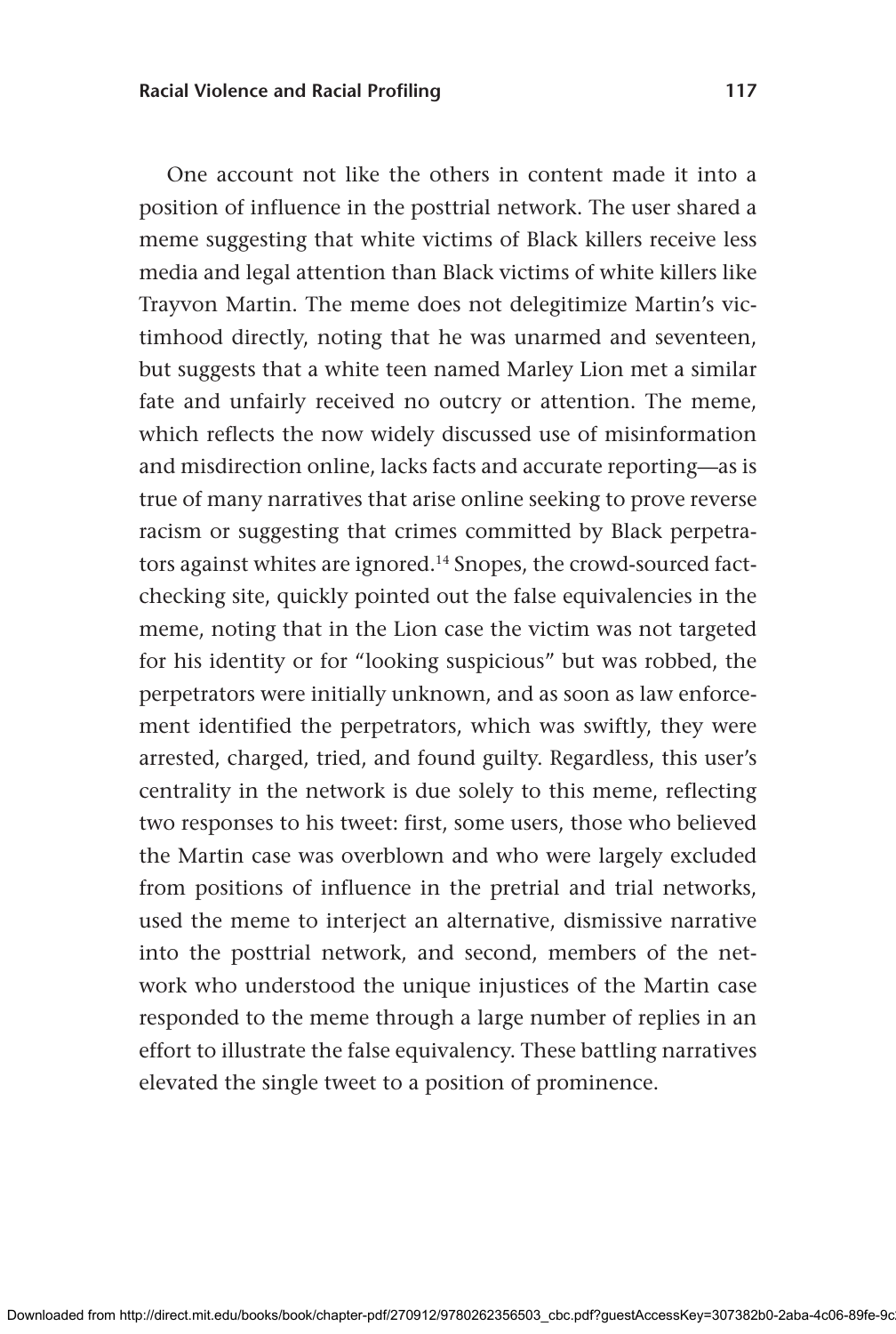One account not like the others in content made it into a position of influence in the posttrial network. The user shared a meme suggesting that white victims of Black killers receive less media and legal attention than Black victims of white killers like Trayvon Martin. The meme does not delegitimize Martin's victimhood directly, noting that he was unarmed and seventeen, but suggests that a white teen named Marley Lion met a similar fate and unfairly received no outcry or attention. The meme, which reflects the now widely discussed use of misinformation and misdirection online, lacks facts and accurate reporting—as is true of many narratives that arise online seeking to prove reverse racism or suggesting that crimes committed by Black perpetrators against whites are ignored.[14] Snopes, the crowd-sourced fact-checking site, quickly pointed out the false equivalencies in the meme, noting that in the Lion case the victim was not targeted for his identity or for "looking suspicious" but was robbed, the perpetrators were initially unknown, and as soon as law enforcement identified the perpetrators, which was swiftly, they were arrested, charged, tried, and found guilty. Regardless, this user's centrality in the network is due solely to this meme, reflecting two responses to his tweet: first, some users, those who believed the Martin case was overblown and who were largely excluded from positions of influence in the pretrial and trial networks, used the meme to interject an alternative, dismissive narrative into the posttrial network, and second, members of the network who understood the unique injustices of the Martin case responded to the meme through a large number of replies in an effort to illustrate the false equivalency. These battling narratives elevated the single tweet to a position of prominence.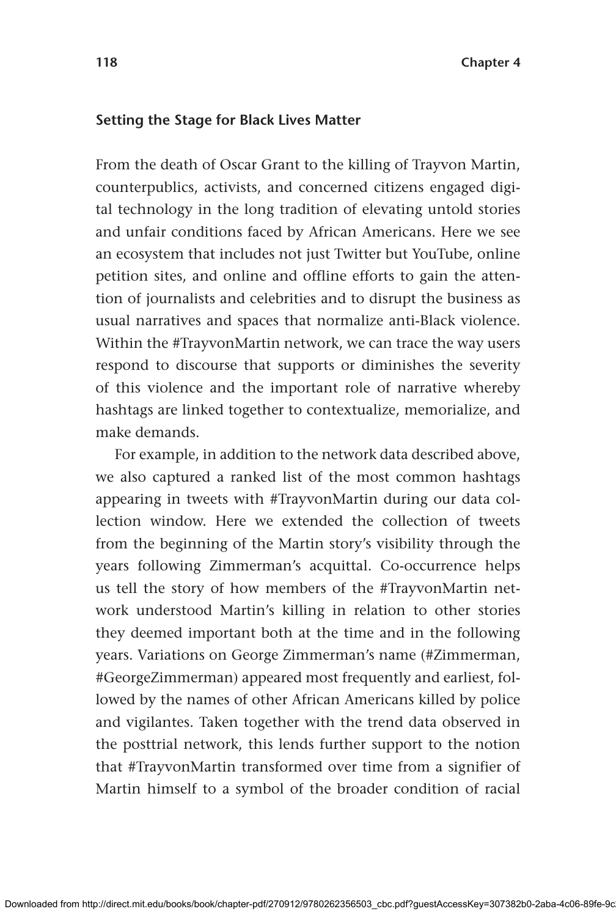### Setting the Stage for Black Lives Matter

From the death of Oscar Grant to the killing of Trayvon Martin, counterpublics, activists, and concerned citizens engaged digital technology in the long tradition of elevating untold stories and unfair conditions faced by African Americans. Here we see an ecosystem that includes not just Twitter but YouTube, online petition sites, and online and offline efforts to gain the attention of journalists and celebrities and to disrupt the business as usual narratives and spaces that normalize anti-Black violence. Within the #TrayvonMartin network, we can trace the way users respond to discourse that supports or diminishes the severity of this violence and the important role of narrative whereby hashtags are linked together to contextualize, memorialize, and make demands.

For example, in addition to the network data described above, we also captured a ranked list of the most common hashtags appearing in tweets with #TrayvonMartin during our data collection window. Here we extended the collection of tweets from the beginning of the Martin story's visibility through the years following Zimmerman's acquittal. Co-occurrence helps us tell the story of how members of the #TrayvonMartin network understood Martin's killing in relation to other stories they deemed important both at the time and in the following years. Variations on George Zimmerman's name (#Zimmerman, #GeorgeZimmerman) appeared most frequently and earliest, followed by the names of other African Americans killed by police and vigilantes. Taken together with the trend data observed in the posttrial network, this lends further support to the notion that #TrayvonMartin transformed over time from a signifier of Martin himself to a symbol of the broader condition of racial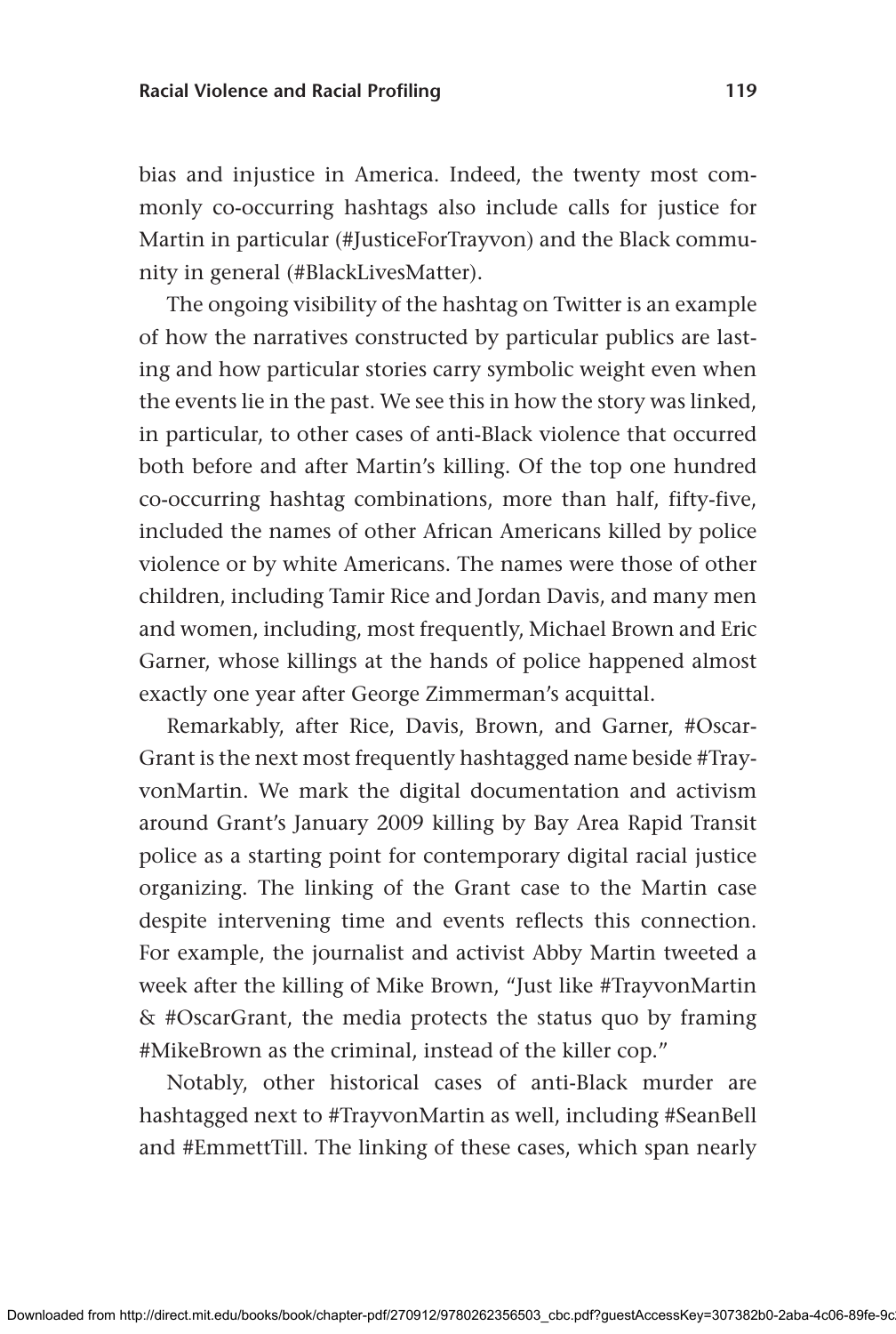bias and injustice in America. Indeed, the twenty most commonly co-occurring hashtags also include calls for justice for Martin in particular (#JusticeForTrayvon) and the Black community in general (#BlackLivesMatter).

The ongoing visibility of the hashtag on Twitter is an example of how the narratives constructed by particular publics are lasting and how particular stories carry symbolic weight even when the events lie in the past. We see this in how the story was linked, in particular, to other cases of anti-Black violence that occurred both before and after Martin's killing. Of the top one hundred co-occurring hashtag combinations, more than half, fifty-five, included the names of other African Americans killed by police violence or by white Americans. The names were those of other children, including Tamir Rice and Jordan Davis, and many men and women, including, most frequently, Michael Brown and Eric Garner, whose killings at the hands of police happened almost exactly one year after George Zimmerman's acquittal.

Remarkably, after Rice, Davis, Brown, and Garner, #OscarGrant is the next most frequently hashtagged name beside #TrayvonMartin. We mark the digital documentation and activism around Grant's January 2009 killing by Bay Area Rapid Transit police as a starting point for contemporary digital racial justice organizing. The linking of the Grant case to the Martin case despite intervening time and events reflects this connection. For example, the journalist and activist Abby Martin tweeted a week after the killing of Mike Brown, "Just like #TrayvonMartin & #OscarGrant, the media protects the status quo by framing #MikeBrown as the criminal, instead of the killer cop."

Notably, other historical cases of anti-Black murder are hashtagged next to #TrayvonMartin as well, including #SeanBell and #EmmettTill. The linking of these cases, which span nearly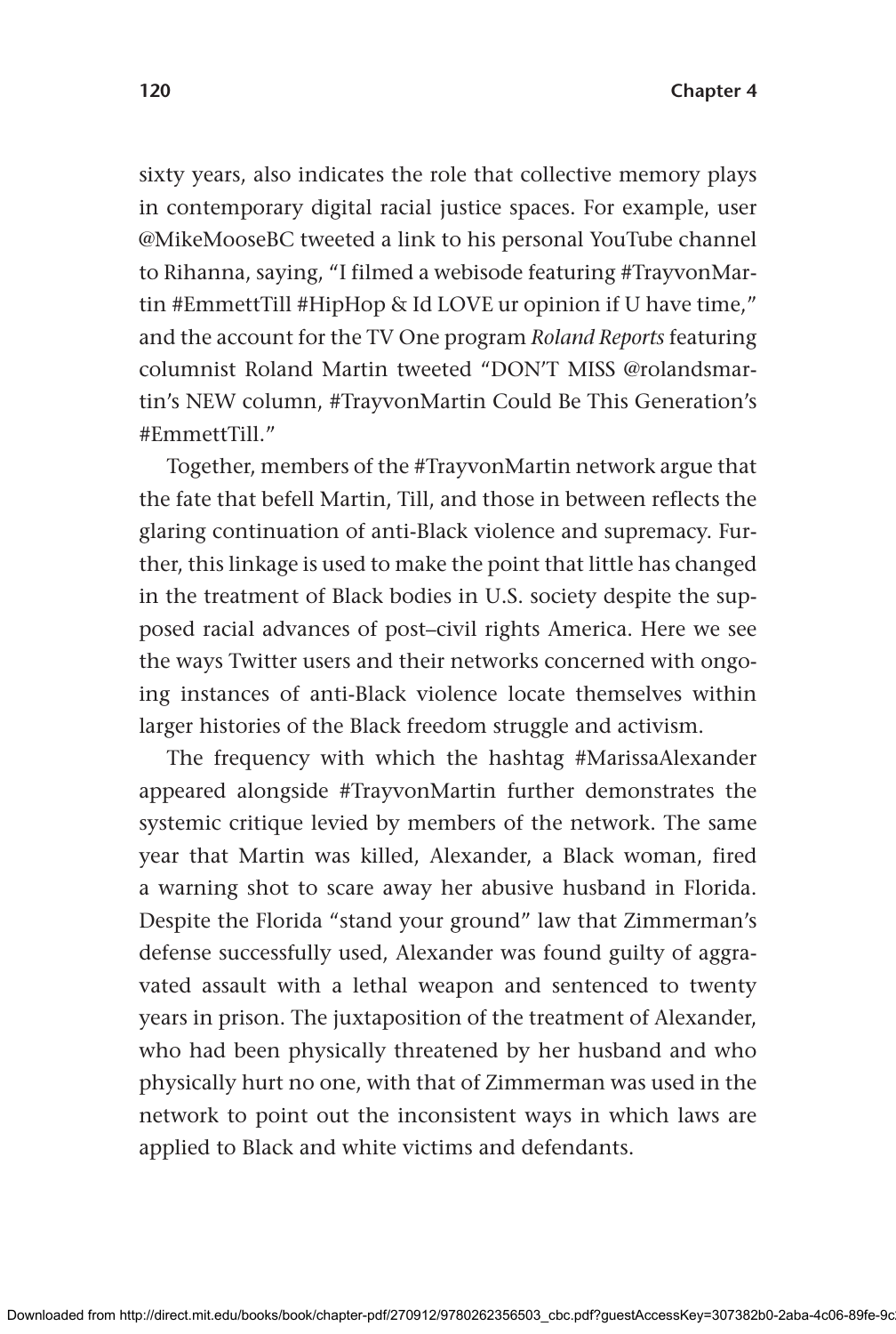sixty years, also indicates the role that collective memory plays in contemporary digital racial justice spaces. For example, user @MikeMooseBC tweeted a link to his personal YouTube channel to Rihanna, saying, "I filmed a webisode featuring #TrayvonMartin #EmmettTill #HipHop & Id LOVE ur opinion if U have time," and the account for the TV One program *Roland Reports* featuring columnist Roland Martin tweeted "DON'T MISS @rolandsmartin's NEW column, #TrayvonMartin Could Be This Generation's #EmmettTill."

Together, members of the #TrayvonMartin network argue that the fate that befell Martin, Till, and those in between reflects the glaring continuation of anti-Black violence and supremacy. Further, this linkage is used to make the point that little has changed in the treatment of Black bodies in U.S. society despite the supposed racial advances of post–civil rights America. Here we see the ways Twitter users and their networks concerned with ongoing instances of anti-Black violence locate themselves within larger histories of the Black freedom struggle and activism.

The frequency with which the hashtag #MarissaAlexander appeared alongside #TrayvonMartin further demonstrates the systemic critique levied by members of the network. The same year that Martin was killed, Alexander, a Black woman, fired a warning shot to scare away her abusive husband in Florida. Despite the Florida "stand your ground" law that Zimmerman's defense successfully used, Alexander was found guilty of aggravated assault with a lethal weapon and sentenced to twenty years in prison. The juxtaposition of the treatment of Alexander, who had been physically threatened by her husband and who physically hurt no one, with that of Zimmerman was used in the network to point out the inconsistent ways in which laws are applied to Black and white victims and defendants.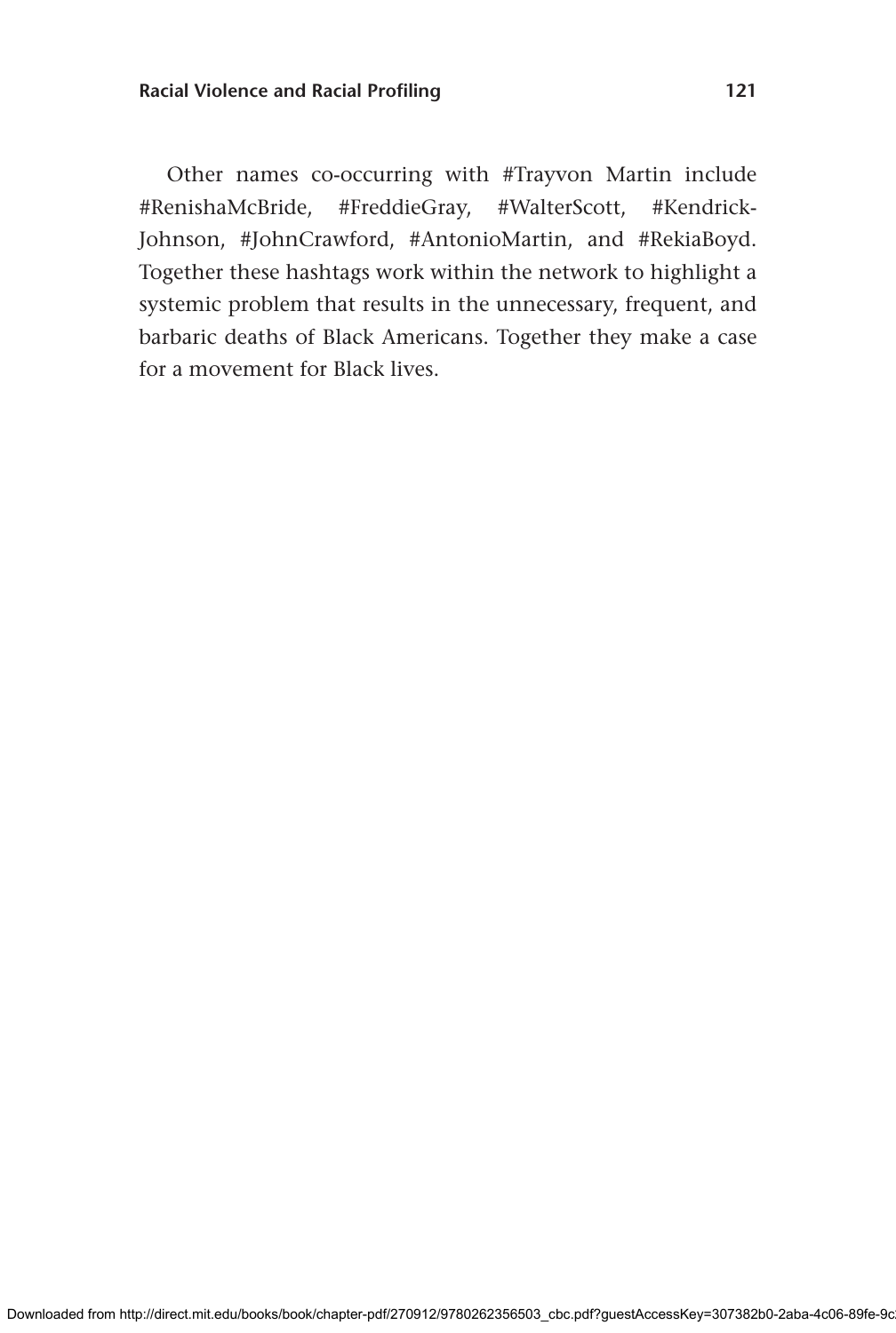Other names co-occurring with #Trayvon Martin include #RenishaMcBride, #FreddieGray, #WalterScott, #Kendrick-Johnson, #JohnCrawford, #AntonioMartin, and #RekiaBoyd. Together these hashtags work within the network to highlight a systemic problem that results in the unnecessary, frequent, and barbaric deaths of Black Americans. Together they make a case for a movement for Black lives.